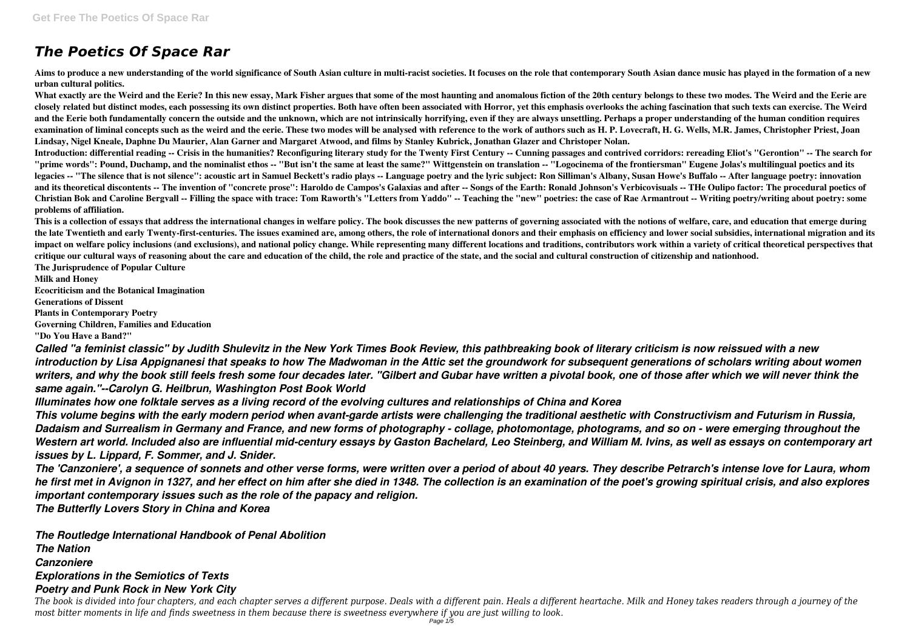# The Poetics Of Space Rar

**Aims to produce a new understanding of the world significance of South Asian culture in multi-racist societies. It focuses on the role that contemporary South Asian dance music has played in the formation of a new urban cultural politics.**

**What exactly are the Weird and the Eerie? In this new essay, Mark Fisher argues that some of the most haunting and anomalous fiction of the 20th century belongs to these two modes. The Weird and the Eerie are closely related but distinct modes, each possessing its own distinct properties. Both have often been associated with Horror, yet this emphasis overlooks the aching fascination that such texts can exercise. The Weird and the Eerie both fundamentally concern the outside and the unknown, which are not intrinsically horrifying, even if they are always unsettling. Perhaps a proper understanding of the human condition requires examination of liminal concepts such as the weird and the eerie. These two modes will be analysed with reference to the work of authors such as H. P. Lovecraft, H. G. Wells, M.R. James, Christopher Priest, Joan Lindsay, Nigel Kneale, Daphne Du Maurier, Alan Garner and Margaret Atwood, and films by Stanley Kubrick, Jonathan Glazer and Christoper Nolan.**

**Introduction: differential reading -- Crisis in the humanities? Reconfiguring literary study for the Twenty First Century -- Cunning passages and contrived corridors: rereading Eliot's "Gerontion" -- The search for "prime words": Pound, Duchamp, and the nominalist ethos -- "But isn't the same at least the same?" Wittgenstein on translation -- "Logocinema of the frontiersman" Eugene Jolas's multilingual poetics and its legacies -- "The silence that is not silence": acoustic art in Samuel Beckett's radio plays -- Language poetry and the lyric subject: Ron Silliman's Albany, Susan Howe's Buffalo -- After language poetry: innovation and its theoretical discontents -- The invention of "concrete prose": Haroldo de Campos's Galaxias and after -- Songs of the Earth: Ronald Johnson's Verbicovisuals -- THe Oulipo factor: The procedural poetics of Christian Bok and Caroline Bergvall -- Filling the space with trace: Tom Raworth's "Letters from Yaddo" -- Teaching the "new" poetries: the case of Rae Armantrout -- Writing poetry/writing about poetry: some problems of affiliation.**

**This is a collection of essays that address the international changes in welfare policy. The book discusses the new patterns of governing associated with the notions of welfare, care, and education that emerge during the late Twentieth and early Twenty-first-centuries. The issues examined are, among others, the role of international donors and their emphasis on efficiency and lower social subsidies, international migration and its impact on welfare policy inclusions (and exclusions), and national policy change. While representing many different locations and traditions, contributors work within a variety of critical theoretical perspectives that critique our cultural ways of reasoning about the care and education of the child, the role and practice of the state, and the social and cultural construction of citizenship and nationhood.**

**The Jurisprudence of Popular Culture**

**Milk and Honey**

**Ecocriticism and the Botanical Imagination**

**Generations of Dissent**

**Plants in Contemporary Poetry**

**Governing Children, Families and Education**

**"Do You Have a Band?"**

***Called "a feminist classic" by Judith Shulevitz in the New York Times Book Review, this pathbreaking book of literary criticism is now reissued with a new introduction by Lisa Appignanesi that speaks to how The Madwoman in the Attic set the groundwork for subsequent generations of scholars writing about women writers, and why the book still feels fresh some four decades later. "Gilbert and Gubar have written a pivotal book, one of those after which we will never think the same again."--Carolyn G. Heilbrun, Washington Post Book World***

***Illuminates how one folktale serves as a living record of the evolving cultures and relationships of China and Korea***

***This volume begins with the early modern period when avant-garde artists were challenging the traditional aesthetic with Constructivism and Futurism in Russia, Dadaism and Surrealism in Germany and France, and new forms of photography - collage, photomontage, photograms, and so on - were emerging throughout the Western art world. Included also are influential mid-century essays by Gaston Bachelard, Leo Steinberg, and William M. Ivins, as well as essays on contemporary art issues by L. Lippard, F. Sommer, and J. Snider.***

***The 'Canzoniere', a sequence of sonnets and other verse forms, were written over a period of about 40 years. They describe Petrarch's intense love for Laura, whom he first met in Avignon in 1327, and her effect on him after she died in 1348. The collection is an examination of the poet's growing spiritual crisis, and also explores important contemporary issues such as the role of the papacy and religion.***

***The Butterfly Lovers Story in China and Korea***

***The Routledge International Handbook of Penal Abolition***

***The Nation***

***Canzoniere***

***Explorations in the Semiotics of Texts***

***Poetry and Punk Rock in New York City***

*The book is divided into four chapters, and each chapter serves a different purpose. Deals with a different pain. Heals a different heartache. Milk and Honey takes readers through a journey of the most bitter moments in life and finds sweetness in them because there is sweetness everywhere if you are just willing to look.*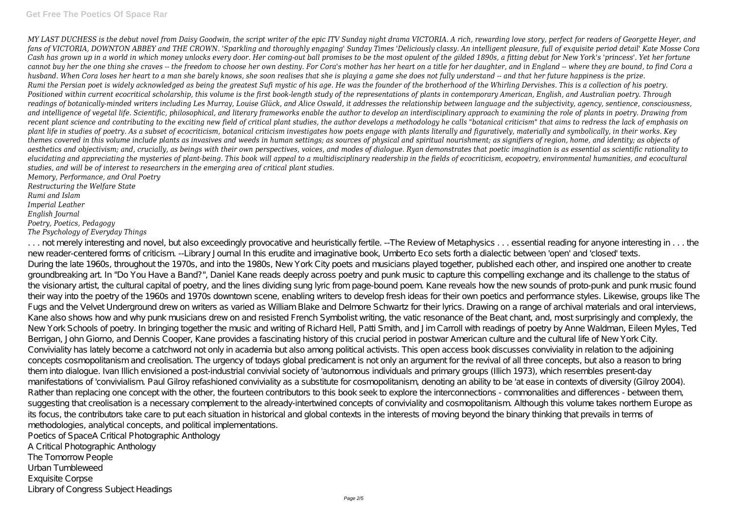*MY LAST DUCHESS is the debut novel from Daisy Goodwin, the script writer of the epic ITV Sunday night drama VICTORIA. A rich, rewarding love story, perfect for readers of Georgette Heyer, and fans of VICTORIA, DOWNTON ABBEY and THE CROWN. 'Sparkling and thoroughly engaging' Sunday Times 'Deliciously classy. An intelligent pleasure, full of exquisite period detail' Kate Mosse Cora Cash has grown up in a world in which money unlocks every door. Her coming-out ball promises to be the most opulent of the gilded 1890s, a fitting debut for New York's 'princess'. Yet her fortune cannot buy her the one thing she craves -- the freedom to choose her own destiny. For Cora's mother has her heart on a title for her daughter, and in England -- where they are bound, to find Cora a husband. When Cora loses her heart to a man she barely knows, she soon realises that she is playing a game she does not fully understand -- and that her future happiness is the prize.*
*Rumi the Persian poet is widely acknowledged as being the greatest Sufi mystic of his age. He was the founder of the brotherhood of the Whirling Dervishes. This is a collection of his poetry.*
*Positioned within current ecocritical scholarship, this volume is the first book-length study of the representations of plants in contemporary American, English, and Australian poetry. Through readings of botanically-minded writers including Les Murray, Louise Glück, and Alice Oswald, it addresses the relationship between language and the subjectivity, agency, sentience, consciousness, and intelligence of vegetal life. Scientific, philosophical, and literary frameworks enable the author to develop an interdisciplinary approach to examining the role of plants in poetry. Drawing from recent plant science and contributing to the exciting new field of critical plant studies, the author develops a methodology he calls "botanical criticism" that aims to redress the lack of emphasis on plant life in studies of poetry. As a subset of ecocriticism, botanical criticism investigates how poets engage with plants literally and figuratively, materially and symbolically, in their works. Key themes covered in this volume include plants as invasives and weeds in human settings; as sources of physical and spiritual nourishment; as signifiers of region, home, and identity; as objects of aesthetics and objectivism; and, crucially, as beings with their own perspectives, voices, and modes of dialogue. Ryan demonstrates that poetic imagination is as essential as scientific rationality to elucidating and appreciating the mysteries of plant-being. This book will appeal to a multidisciplinary readership in the fields of ecocriticism, ecopoetry, environmental humanities, and ecocultural studies, and will be of interest to researchers in the emerging area of critical plant studies.*

*Memory, Performance, and Oral Poetry*
*Restructuring the Welfare State*
*Rumi and Islam*
*Imperial Leather*
*English Journal*
*Poetry, Poetics, Pedagogy*
*The Psychology of Everyday Things*

. . . not merely interesting and novel, but also exceedingly provocative and heuristically fertile. --The Review of Metaphysics . . . essential reading for anyone interesting in . . . the new reader-centered forms of criticism. --Library Journal In this erudite and imaginative book, Umberto Eco sets forth a dialectic between 'open' and 'closed' texts.

During the late 1960s, throughout the 1970s, and into the 1980s, New York City poets and musicians played together, published each other, and inspired one another to create groundbreaking art. In "Do You Have a Band?", Daniel Kane reads deeply across poetry and punk music to capture this compelling exchange and its challenge to the status of the visionary artist, the cultural capital of poetry, and the lines dividing sung lyric from page-bound poem. Kane reveals how the new sounds of proto-punk and punk music found their way into the poetry of the 1960s and 1970s downtown scene, enabling writers to develop fresh ideas for their own poetics and performance styles. Likewise, groups like The Fugs and the Velvet Underground drew on writers as varied as William Blake and Delmore Schwartz for their lyrics. Drawing on a range of archival materials and oral interviews, Kane also shows how and why punk musicians drew on and resisted French Symbolist writing, the vatic resonance of the Beat chant, and, most surprisingly and complexly, the New York Schools of poetry. In bringing together the music and writing of Richard Hell, Patti Smith, and Jim Carroll with readings of poetry by Anne Waldman, Eileen Myles, Ted Berrigan, John Giorno, and Dennis Cooper, Kane provides a fascinating history of this crucial period in postwar American culture and the cultural life of New York City.

Conviviality has lately become a catchword not only in academia but also among political activists. This open access book discusses conviviality in relation to the adjoining concepts cosmopolitanism and creolisation. The urgency of todays global predicament is not only an argument for the revival of all three concepts, but also a reason to bring them into dialogue. Ivan Illich envisioned a post-industrial convivial society of 'autonomous individuals and primary groups (Illich 1973), which resembles present-day manifestations of 'convivialism. Paul Gilroy refashioned conviviality as a substitute for cosmopolitanism, denoting an ability to be 'at ease in contexts of diversity (Gilroy 2004). Rather than replacing one concept with the other, the fourteen contributors to this book seek to explore the interconnections - commonalities and differences - between them, suggesting that creolisation is a necessary complement to the already-intertwined concepts of conviviality and cosmopolitanism. Although this volume takes northern Europe as its focus, the contributors take care to put each situation in historical and global contexts in the interests of moving beyond the binary thinking that prevails in terms of methodologies, analytical concepts, and political implementations.

Poetics of SpaceA Critical Photographic Anthology
A Critical Photographic Anthology
The Tomorrow People
Urban Tumbleweed
Exquisite Corpse
Library of Congress Subject Headings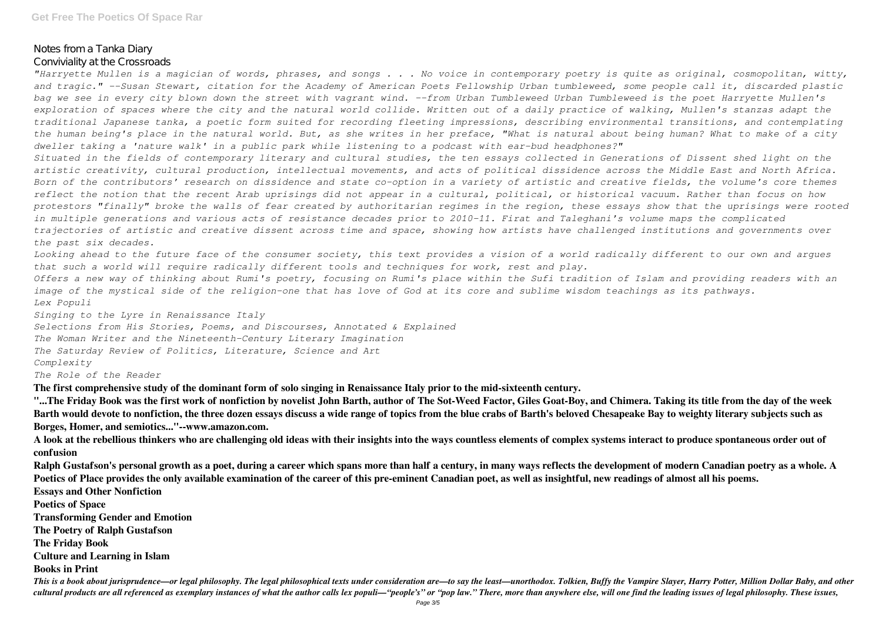Notes from a Tanka Diary
Conviviality at the Crossroads

*"Harryette Mullen is a magician of words, phrases, and songs . . . No voice in contemporary poetry is quite as original, cosmopolitan, witty, and tragic." --Susan Stewart, citation for the Academy of American Poets Fellowship Urban tumbleweed, some people call it, discarded plastic bag we see in every city blown down the street with vagrant wind. --from Urban Tumbleweed Urban Tumbleweed is the poet Harryette Mullen's exploration of spaces where the city and the natural world collide. Written out of a daily practice of walking, Mullen's stanzas adapt the traditional Japanese tanka, a poetic form suited for recording fleeting impressions, describing environmental transitions, and contemplating the human being's place in the natural world. But, as she writes in her preface, "What is natural about being human? What to make of a city dweller taking a 'nature walk' in a public park while listening to a podcast with ear-bud headphones?"*

*Situated in the fields of contemporary literary and cultural studies, the ten essays collected in Generations of Dissent shed light on the artistic creativity, cultural production, intellectual movements, and acts of political dissidence across the Middle East and North Africa. Born of the contributors' research on dissidence and state co-option in a variety of artistic and creative fields, the volume's core themes reflect the notion that the recent Arab uprisings did not appear in a cultural, political, or historical vacuum. Rather than focus on how protestors "finally" broke the walls of fear created by authoritarian regimes in the region, these essays show that the uprisings were rooted in multiple generations and various acts of resistance decades prior to 2010-11. Firat and Taleghani's volume maps the complicated trajectories of artistic and creative dissent across time and space, showing how artists have challenged institutions and governments over the past six decades.*

*Looking ahead to the future face of the consumer society, this text provides a vision of a world radically different to our own and argues that such a world will require radically different tools and techniques for work, rest and play.*

*Offers a new way of thinking about Rumi's poetry, focusing on Rumi's place within the Sufi tradition of Islam and providing readers with an image of the mystical side of the religion-one that has love of God at its core and sublime wisdom teachings as its pathways.*

*Lex Populi*

*Singing to the Lyre in Renaissance Italy*

*Selections from His Stories, Poems, and Discourses, Annotated & Explained*

*The Woman Writer and the Nineteenth-Century Literary Imagination*

*The Saturday Review of Politics, Literature, Science and Art*

*Complexity*

*The Role of the Reader*

**The first comprehensive study of the dominant form of solo singing in Renaissance Italy prior to the mid-sixteenth century.**

**"...The Friday Book was the first work of nonfiction by novelist John Barth, author of The Sot-Weed Factor, Giles Goat-Boy, and Chimera. Taking its title from the day of the week Barth would devote to nonfiction, the three dozen essays discuss a wide range of topics from the blue crabs of Barth's beloved Chesapeake Bay to weighty literary subjects such as Borges, Homer, and semiotics..."--www.amazon.com.**

**A look at the rebellious thinkers who are challenging old ideas with their insights into the ways countless elements of complex systems interact to produce spontaneous order out of confusion**

**Ralph Gustafson's personal growth as a poet, during a career which spans more than half a century, in many ways reflects the development of modern Canadian poetry as a whole. A Poetics of Place provides the only available examination of the career of this pre-eminent Canadian poet, as well as insightful, new readings of almost all his poems.**

**Essays and Other Nonfiction**

**Poetics of Space**

**Transforming Gender and Emotion**

**The Poetry of Ralph Gustafson**

**The Friday Book**

**Culture and Learning in Islam**

**Books in Print**

***This is a book about jurisprudence—or legal philosophy. The legal philosophical texts under consideration are—to say the least—unorthodox. Tolkien, Buffy the Vampire Slayer, Harry Potter, Million Dollar Baby, and other cultural products are all referenced as exemplary instances of what the author calls lex populi—"people's" or "pop law." There, more than anywhere else, will one find the leading issues of legal philosophy. These issues,***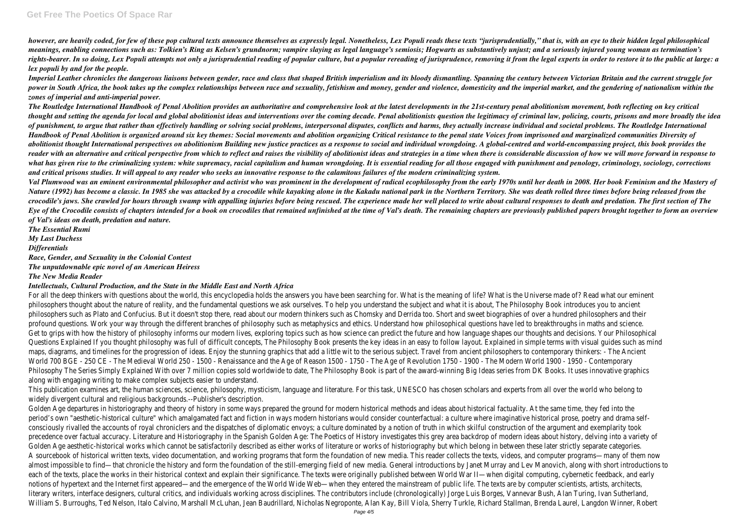*however, are heavily coded, for few of these pop cultural texts announce themselves as expressly legal. Nonetheless, Lex Populi reads these texts "jurisprudentially," that is, with an eye to their hidden legal philosophical meanings, enabling connections such as: Tolkien's Ring as Kelsen's grundnorm; vampire slaying as legal language's semiosis; Hogwarts as substantively unjust; and a seriously injured young woman as termination's rights-bearer. In so doing, Lex Populi attempts not only a jurisprudential reading of popular culture, but a popular rereading of jurisprudence, removing it from the legal experts in order to restore it to the public at large: a lex populi by and for the people.*

*Imperial Leather chronicles the dangerous liaisons between gender, race and class that shaped British imperialism and its bloody dismantling. Spanning the century between Victorian Britain and the current struggle for power in South Africa, the book takes up the complex relationships between race and sexuality, fetishism and money, gender and violence, domesticity and the imperial market, and the gendering of nationalism within the zones of imperial and anti-imperial power.*

*The Routledge International Handbook of Penal Abolition provides an authoritative and comprehensive look at the latest developments in the 21st-century penal abolitionism movement, both reflecting on key critical thought and setting the agenda for local and global abolitionist ideas and interventions over the coming decade. Penal abolitionists question the legitimacy of criminal law, policing, courts, prisons and more broadly the idea of punishment, to argue that rather than effectively handling or solving social problems, interpersonal disputes, conflicts and harms, they actually increase individual and societal problems. The Routledge International Handbook of Penal Abolition is organized around six key themes: Social movements and abolition organizing Critical resistance to the penal state Voices from imprisoned and marginalized communities Diversity of abolitionist thought International perspectives on abolitionism Building new justice practices as a response to social and individual wrongdoing. A global-centred and world-encompassing project, this book provides the reader with an alternative and critical perspective from which to reflect and raises the visibility of abolitionist ideas and strategies in a time when there is considerable discussion of how we will move forward in response to what has given rise to the criminalizing system: white supremacy, racial capitalism and human wrongdoing. It is essential reading for all those engaged with punishment and penology, criminology, sociology, corrections and critical prisons studies. It will appeal to any reader who seeks an innovative response to the calamitous failures of the modern criminalizing system.*

*Val Plumwood was an eminent environmental philosopher and activist who was prominent in the development of radical ecophilosophy from the early 1970s until her death in 2008. Her book Feminism and the Mastery of Nature (1992) has become a classic. In 1985 she was attacked by a crocodile while kayaking alone in the Kakadu national park in the Northern Territory. She was death rolled three times before being released from the crocodile's jaws. She crawled for hours through swamp with appalling injuries before being rescued. The experience made her well placed to write about cultural responses to death and predation. The first section of The Eye of the Crocodile consists of chapters intended for a book on crocodiles that remained unfinished at the time of Val's death. The remaining chapters are previously published papers brought together to form an overview of Val's ideas on death, predation and nature.*

***The Essential Rumi***

***My Last Duchess***

***Differentials***

***Race, Gender, and Sexuality in the Colonial Contest***

***The unputdownable epic novel of an American Heiress***

***The New Media Reader***

***Intellectuals, Cultural Production, and the State in the Middle East and North Africa***

For all the deep thinkers with questions about the world, this encyclopedia holds the answers you have been searching for. What is the meaning of life? What is the Universe made of? Read what our eminent philosophers thought about the nature of reality, and the fundamental questions we ask ourselves. To help you understand the subject and what it is about, The Philosophy Book introduces you to ancient philosophers such as Plato and Confucius. But it doesn't stop there, read about our modern thinkers such as Chomsky and Derrida too. Short and sweet biographies of over a hundred philosophers and their profound questions. Work your way through the different branches of philosophy such as metaphysics and ethics. Understand how philosophical questions have led to breakthroughs in maths and science. Get to grips with how the history of philosophy informs our modern lives, exploring topics such as how science can predict the future and how language shapes our thoughts and decisions. Your Philosophical Questions Explained If you thought philosophy was full of difficult concepts, The Philosophy Book presents the key ideas in an easy to follow layout. Explained in simple terms with visual guides such as mind maps, diagrams, and timelines for the progression of ideas. Enjoy the stunning graphics that add a little wit to the serious subject. Travel from ancient philosophers to contemporary thinkers: - The Ancient World 700 BGE - 250 CE - The Medieval World 250 - 1500 - Renaissance and the Age of Reason 1500 - 1750 - The Age of Revolution 1750 - 1900 - The Modern World 1900 - 1950 - Contemporary Philosophy The Series Simply Explained With over 7 million copies sold worldwide to date, The Philosophy Book is part of the award-winning Big Ideas series from DK Books. It uses innovative graphics along with engaging writing to make complex subjects easier to understand.

This publication examines art, the human sciences, science, philosophy, mysticism, language and literature. For this task, UNESCO has chosen scholars and experts from all over the world who belong to widely divergent cultural and religious backgrounds.--Publisher's description.

Golden Age departures in historiography and theory of history in some ways prepared the ground for modern historical methods and ideas about historical factuality. At the same time, they fed into the period's own "aesthetic-historical culture" which amalgamated fact and fiction in ways modern historians would consider counterfactual: a culture where imaginative historical prose, poetry and drama self-consciously rivalled the accounts of royal chroniclers and the dispatches of diplomatic envoys; a culture dominated by a notion of truth in which skilful construction of the argument and exemplarity took precedence over factual accuracy. Literature and Historiography in the Spanish Golden Age: The Poetics of History investigates this grey area backdrop of modern ideas about history, delving into a variety of Golden Age aesthetic-historical works which cannot be satisfactorily described as either works of literature or works of historiography but which belong in between these later strictly separate categories.

A sourcebook of historical written texts, video documentation, and working programs that form the foundation of new media. This reader collects the texts, videos, and computer programs—many of them now almost impossible to find—that chronicle the history and form the foundation of the still-emerging field of new media. General introductions by Janet Murray and Lev Manovich, along with short introductions to each of the texts, place the works in their historical context and explain their significance. The texts were originally published between World War II—when digital computing, cybernetic feedback, and early notions of hypertext and the Internet first appeared—and the emergence of the World Wide Web—when they entered the mainstream of public life. The texts are by computer scientists, artists, architects, literary writers, interface designers, cultural critics, and individuals working across disciplines. The contributors include (chronologically) Jorge Luis Borges, Vannevar Bush, Alan Turing, Ivan Sutherland, William S. Burroughs, Ted Nelson, Italo Calvino, Marshall McLuhan, Jean Baudrillard, Nicholas Negroponte, Alan Kay, Bill Viola, Sherry Turkle, Richard Stallman, Brenda Laurel, Langdon Winner, Robert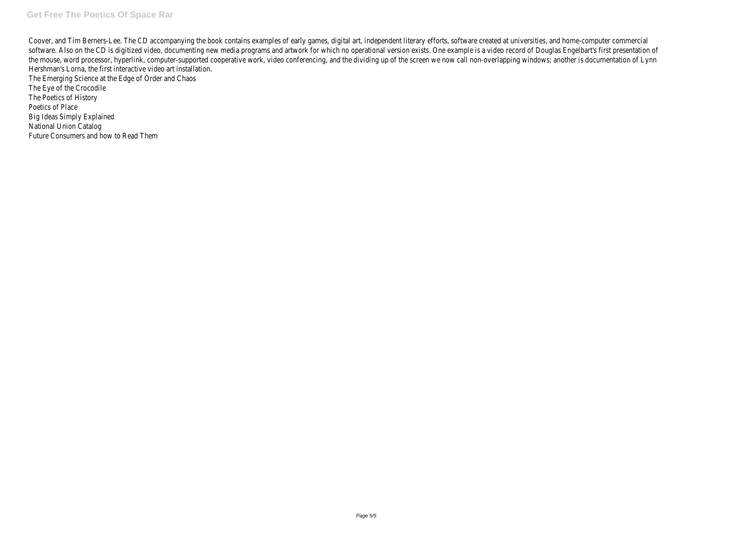Coover, and Tim Berners-Lee. The CD accompanying the book contains examples of early games, digital art, independent literary efforts, software created at universities, and home-computer commercial software. Also on the CD is digitized video, documenting new media programs and artwork for which no operational version exists. One example is a video record of Douglas Engelbart's first presentation of the mouse, word processor, hyperlink, computer-supported cooperative work, video conferencing, and the dividing up of the screen we now call non-overlapping windows; another is documentation of Lynn Hershman's Lorna, the first interactive video art installation.

The Emerging Science at the Edge of Order and Chaos
The Eye of the Crocodile
The Poetics of History
Poetics of Place
Big Ideas Simply Explained
National Union Catalog
Future Consumers and how to Read Them